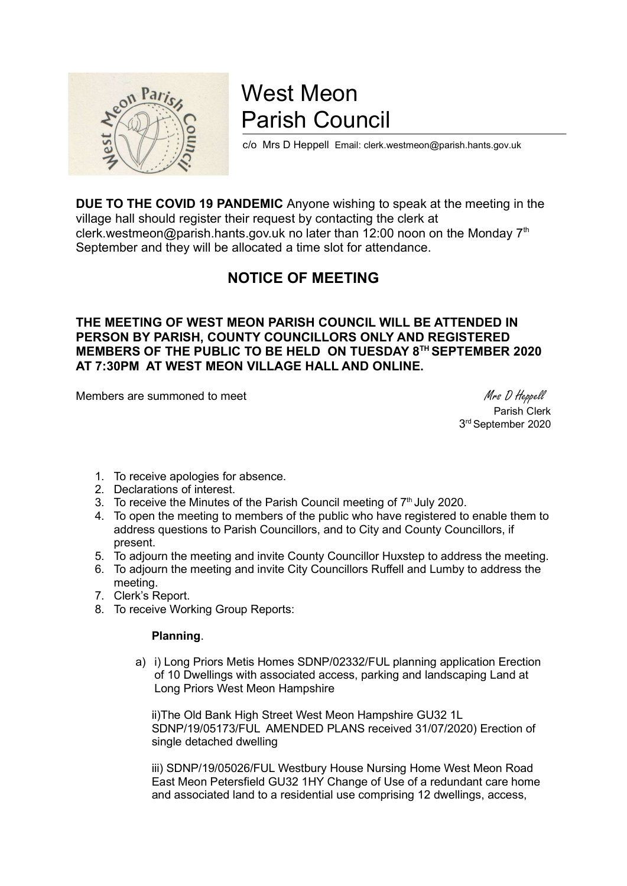# West Meon Parish Council

c/o Mrs D Heppell Email: clerk.westmeon@parish.hants.gov.uk

**DUE TO THE COVID 19 PANDEMIC** Anyone wishing to speak at the meeting in the village hall should register their request by contacting the clerk at clerk.westmeon@parish.hants.gov.uk no later than 12:00 noon on the Monday 7th September and they will be allocated a time slot for attendance.

## NOTICE OF MEETING

**THE MEETING OF WEST MEON PARISH COUNCIL WILL BE ATTENDED IN PERSON BY PARISH, COUNTY COUNCILLORS ONLY AND REGISTERED MEMBERS OF THE PUBLIC TO BE HELD ON TUESDAY 8TH SEPTEMBER 2020 AT 7:30PM AT WEST MEON VILLAGE HALL AND ONLINE.**

Members are summoned to meet

*Mrs D Heppell*
Parish Clerk
3rd September 2020

1. To receive apologies for absence.
2. Declarations of interest.
3. To receive the Minutes of the Parish Council meeting of 7th July 2020.
4. To open the meeting to members of the public who have registered to enable them to address questions to Parish Councillors, and to City and County Councillors, if present.
5. To adjourn the meeting and invite County Councillor Huxstep to address the meeting.
6. To adjourn the meeting and invite City Councillors Ruffell and Lumby to address the meeting.
7. Clerk's Report.
8. To receive Working Group Reports:

   **Planning**.

   a) i) Long Priors Metis Homes SDNP/02332/FUL planning application Erection of 10 Dwellings with associated access, parking and landscaping Land at Long Priors West Meon Hampshire

   ii)The Old Bank High Street West Meon Hampshire GU32 1L SDNP/19/05173/FUL AMENDED PLANS received 31/07/2020) Erection of single detached dwelling

   iii) SDNP/19/05026/FUL Westbury House Nursing Home West Meon Road East Meon Petersfield GU32 1HY Change of Use of a redundant care home and associated land to a residential use comprising 12 dwellings, access,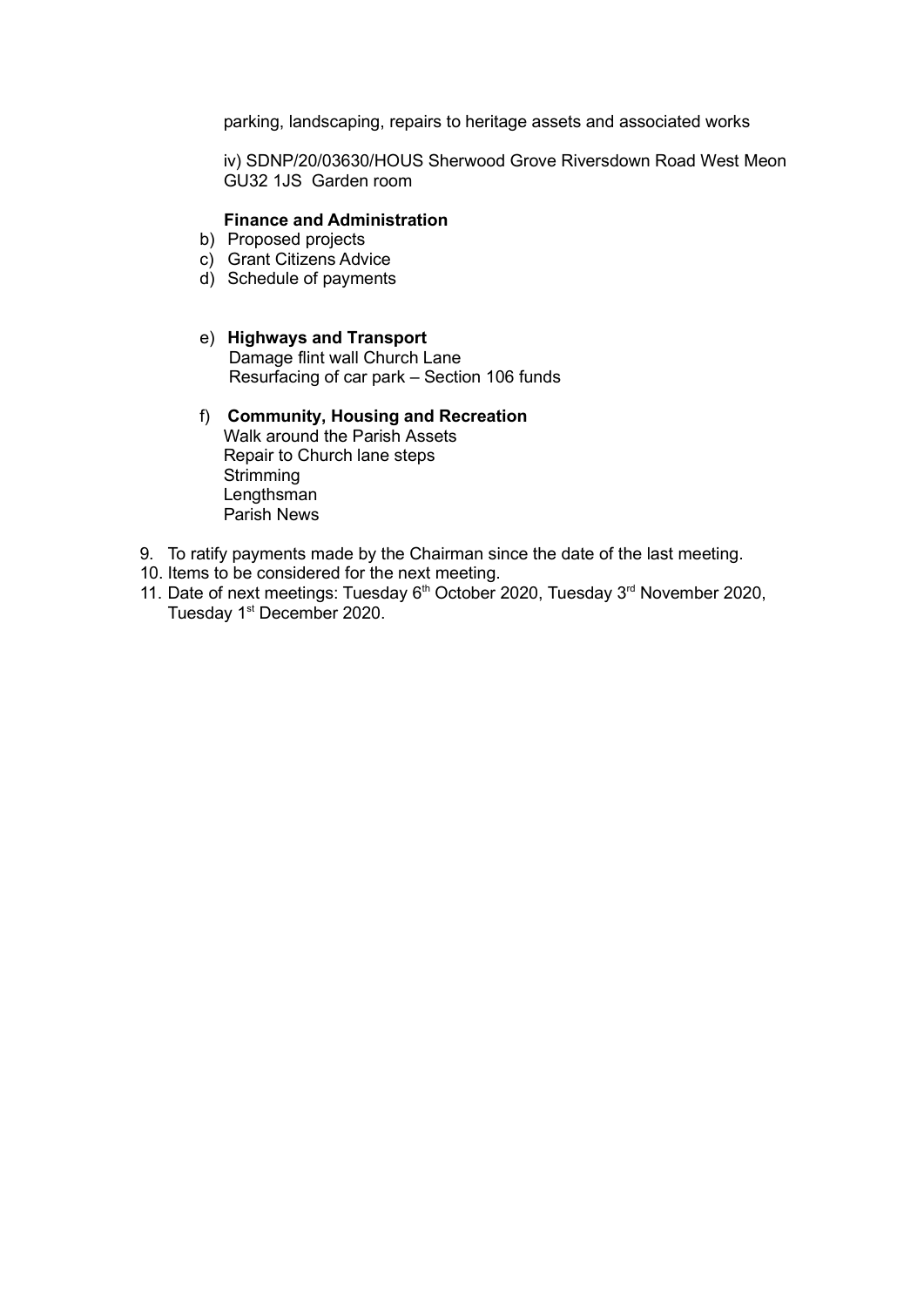parking, landscaping, repairs to heritage assets and associated works

iv) SDNP/20/03630/HOUS Sherwood Grove Riversdown Road West Meon GU32 1JS Garden room

**Finance and Administration**

b) Proposed projects
c) Grant Citizens Advice
d) Schedule of payments

e) **Highways and Transport**
   Damage flint wall Church Lane
   Resurfacing of car park – Section 106 funds

f) **Community, Housing and Recreation**
   Walk around the Parish Assets
   Repair to Church lane steps
   Strimming
   Lengthsman
   Parish News

9. To ratify payments made by the Chairman since the date of the last meeting.
10. Items to be considered for the next meeting.
11. Date of next meetings: Tuesday 6th October 2020, Tuesday 3rd November 2020, Tuesday 1st December 2020.